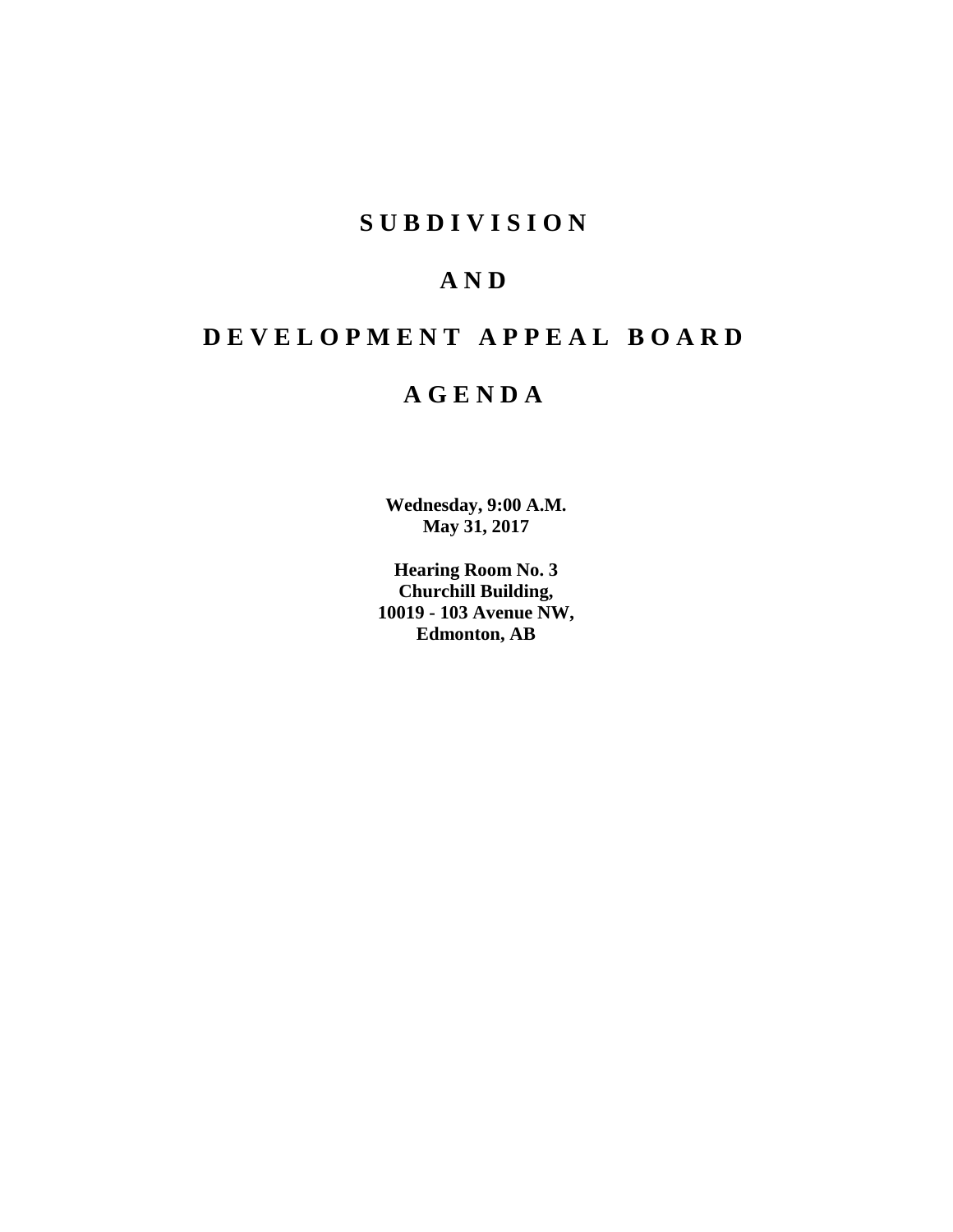# S U B D I V I S I O N

# A N D

# D E V E L O P M E N T   A P P E A L   B O A R D

# A G E N D A

**Wednesday, 9:00 A.M.**
**May 31, 2017**

**Hearing Room No. 3**
**Churchill Building,**
**10019 - 103 Avenue NW,**
**Edmonton, AB**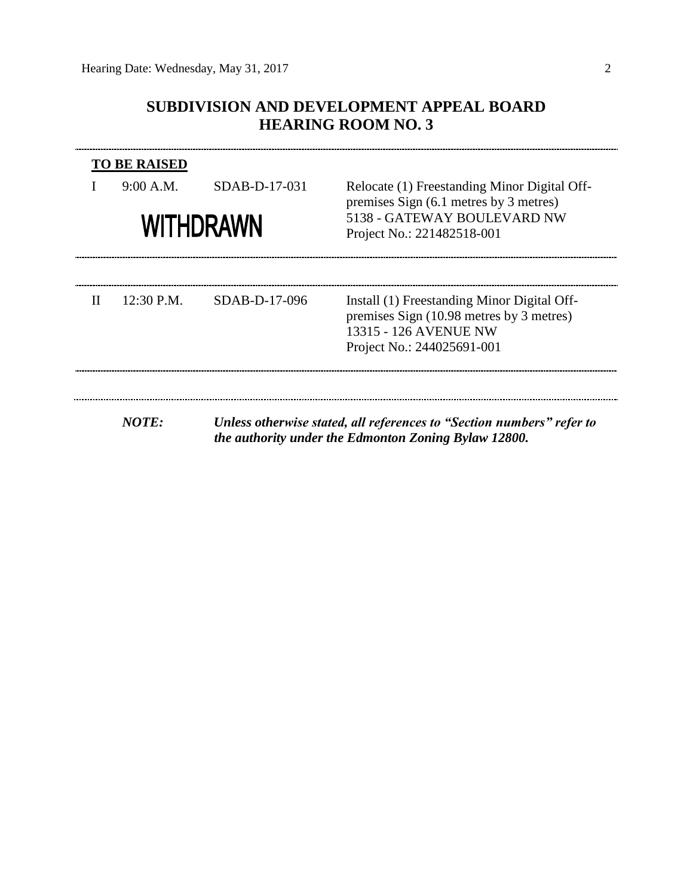# SUBDIVISION AND DEVELOPMENT APPEAL BOARD
# HEARING ROOM NO. 3

---

**TO BE RAISED**

| | | | |
|---|---|---|---|
| I | 9:00 A.M. | SDAB-D-17-031 | Relocate (1) Freestanding Minor Digital Off-premises Sign (6.1 metres by 3 metres) |
| | **WITHDRAWN** | | 5138 - GATEWAY BOULEVARD NW |
| | | | Project No.: 221482518-001 |

---

| | | | |
|---|---|---|---|
| II | 12:30 P.M. | SDAB-D-17-096 | Install (1) Freestanding Minor Digital Off-premises Sign (10.98 metres by 3 metres) |
| | | | 13315 - 126 AVENUE NW |
| | | | Project No.: 244025691-001 |

---

***NOTE:*** ***Unless otherwise stated, all references to "Section numbers" refer to the authority under the Edmonton Zoning Bylaw 12800.***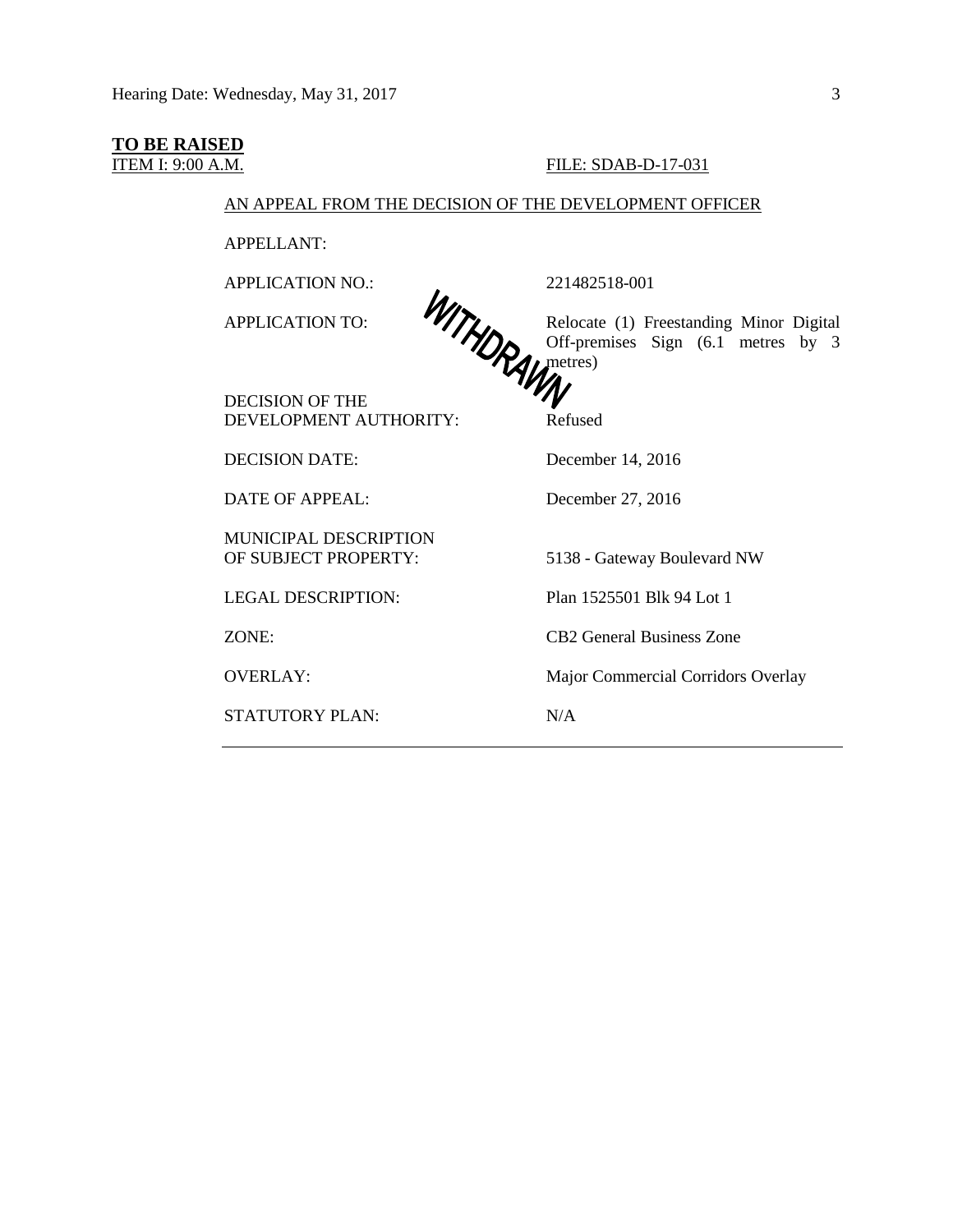**TO BE RAISED**

ITEM I: 9:00 A.M. FILE: SDAB-D-17-031

AN APPEAL FROM THE DECISION OF THE DEVELOPMENT OFFICER

WITHDRAWN

| | |
|---|---|
| APPELLANT: | |
| APPLICATION NO.: | 221482518-001 |
| APPLICATION TO: | Relocate (1) Freestanding Minor Digital Off-premises Sign (6.1 metres by 3 metres) |
| DECISION OF THE DEVELOPMENT AUTHORITY: | Refused |
| DECISION DATE: | December 14, 2016 |
| DATE OF APPEAL: | December 27, 2016 |
| MUNICIPAL DESCRIPTION OF SUBJECT PROPERTY: | 5138 - Gateway Boulevard NW |
| LEGAL DESCRIPTION: | Plan 1525501 Blk 94 Lot 1 |
| ZONE: | CB2 General Business Zone |
| OVERLAY: | Major Commercial Corridors Overlay |
| STATUTORY PLAN: | N/A |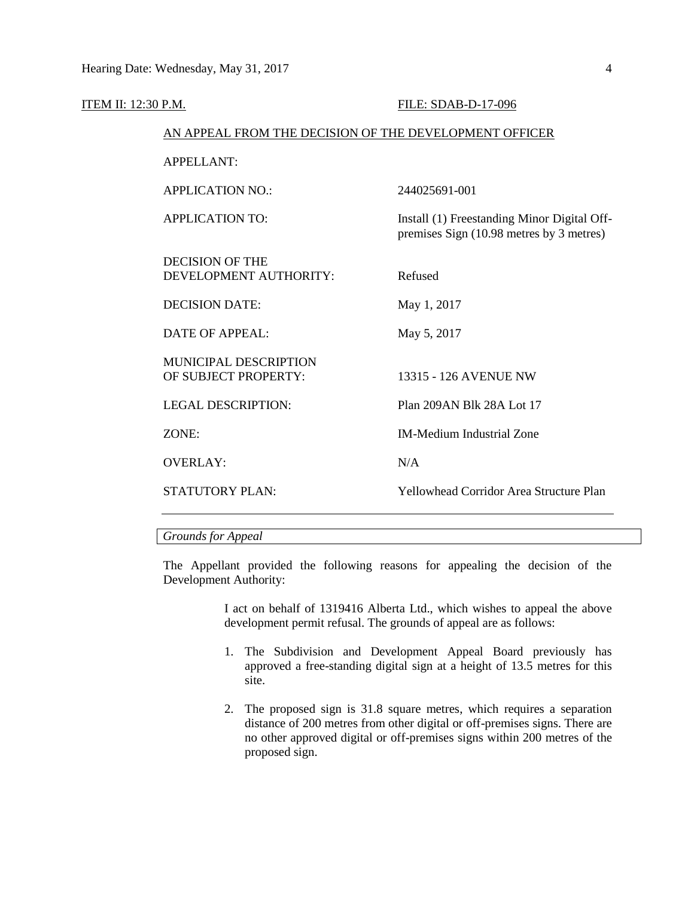ITEM II: 12:30 P.M. FILE: SDAB-D-17-096

AN APPEAL FROM THE DECISION OF THE DEVELOPMENT OFFICER

| | |
|---|---|
| APPELLANT: | |
| APPLICATION NO.: | 244025691-001 |
| APPLICATION TO: | Install (1) Freestanding Minor Digital Off-premises Sign (10.98 metres by 3 metres) |
| DECISION OF THE DEVELOPMENT AUTHORITY: | Refused |
| DECISION DATE: | May 1, 2017 |
| DATE OF APPEAL: | May 5, 2017 |
| MUNICIPAL DESCRIPTION OF SUBJECT PROPERTY: | 13315 - 126 AVENUE NW |
| LEGAL DESCRIPTION: | Plan 209AN Blk 28A Lot 17 |
| ZONE: | IM-Medium Industrial Zone |
| OVERLAY: | N/A |
| STATUTORY PLAN: | Yellowhead Corridor Area Structure Plan |

*Grounds for Appeal*

The Appellant provided the following reasons for appealing the decision of the Development Authority:

> I act on behalf of 1319416 Alberta Ltd., which wishes to appeal the above development permit refusal. The grounds of appeal are as follows:
>
> 1. The Subdivision and Development Appeal Board previously has approved a free-standing digital sign at a height of 13.5 metres for this site.
>
> 2. The proposed sign is 31.8 square metres, which requires a separation distance of 200 metres from other digital or off-premises signs. There are no other approved digital or off-premises signs within 200 metres of the proposed sign.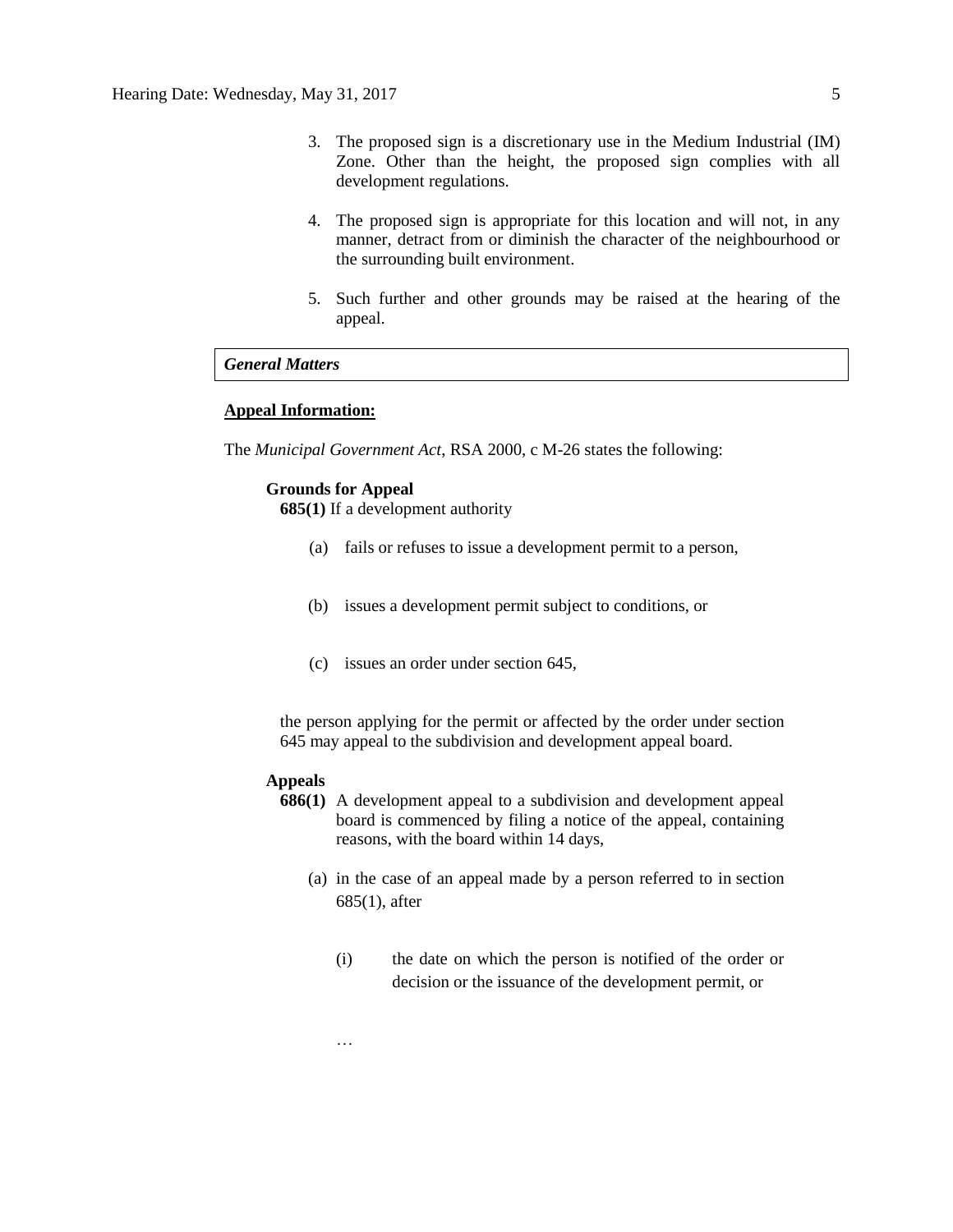3. The proposed sign is a discretionary use in the Medium Industrial (IM) Zone. Other than the height, the proposed sign complies with all development regulations.

4. The proposed sign is appropriate for this location and will not, in any manner, detract from or diminish the character of the neighbourhood or the surrounding built environment.

5. Such further and other grounds may be raised at the hearing of the appeal.

***General Matters***

**Appeal Information:**

The *Municipal Government Act*, RSA 2000, c M-26 states the following:

**Grounds for Appeal**

**685(1)** If a development authority

(a) fails or refuses to issue a development permit to a person,

(b) issues a development permit subject to conditions, or

(c) issues an order under section 645,

the person applying for the permit or affected by the order under section 645 may appeal to the subdivision and development appeal board.

**Appeals**

**686(1)** A development appeal to a subdivision and development appeal board is commenced by filing a notice of the appeal, containing reasons, with the board within 14 days,

(a) in the case of an appeal made by a person referred to in section 685(1), after

(i) the date on which the person is notified of the order or decision or the issuance of the development permit, or

…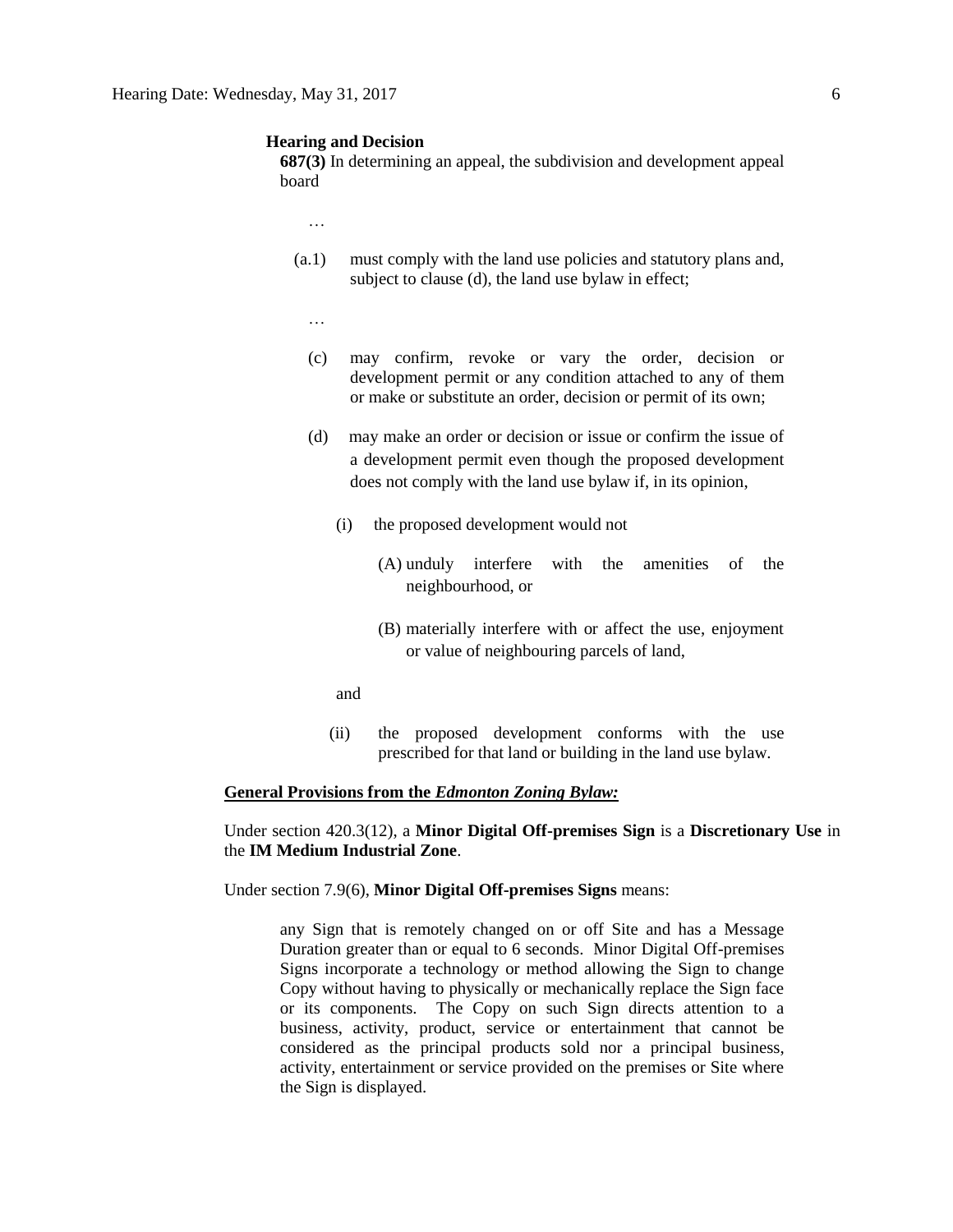**Hearing and Decision**

**687(3)** In determining an appeal, the subdivision and development appeal board

…

(a.1) must comply with the land use policies and statutory plans and, subject to clause (d), the land use bylaw in effect;

…

(c) may confirm, revoke or vary the order, decision or development permit or any condition attached to any of them or make or substitute an order, decision or permit of its own;

(d) may make an order or decision or issue or confirm the issue of a development permit even though the proposed development does not comply with the land use bylaw if, in its opinion,

(i) the proposed development would not

(A) unduly interfere with the amenities of the neighbourhood, or

(B) materially interfere with or affect the use, enjoyment or value of neighbouring parcels of land,

and

(ii) the proposed development conforms with the use prescribed for that land or building in the land use bylaw.

**General Provisions from the *Edmonton Zoning Bylaw:***

Under section 420.3(12), a **Minor Digital Off-premises Sign** is a **Discretionary Use** in the **IM Medium Industrial Zone**.

Under section 7.9(6), **Minor Digital Off-premises Signs** means:

> any Sign that is remotely changed on or off Site and has a Message Duration greater than or equal to 6 seconds. Minor Digital Off-premises Signs incorporate a technology or method allowing the Sign to change Copy without having to physically or mechanically replace the Sign face or its components. The Copy on such Sign directs attention to a business, activity, product, service or entertainment that cannot be considered as the principal products sold nor a principal business, activity, entertainment or service provided on the premises or Site where the Sign is displayed.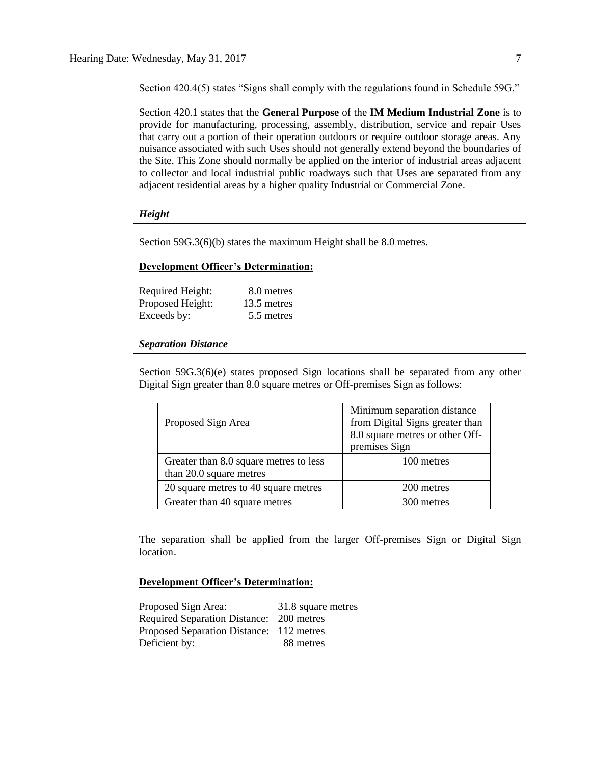Section 420.4(5) states "Signs shall comply with the regulations found in Schedule 59G."

Section 420.1 states that the **General Purpose** of the **IM Medium Industrial Zone** is to provide for manufacturing, processing, assembly, distribution, service and repair Uses that carry out a portion of their operation outdoors or require outdoor storage areas. Any nuisance associated with such Uses should not generally extend beyond the boundaries of the Site. This Zone should normally be applied on the interior of industrial areas adjacent to collector and local industrial public roadways such that Uses are separated from any adjacent residential areas by a higher quality Industrial or Commercial Zone.

### *Height*

Section 59G.3(6)(b) states the maximum Height shall be 8.0 metres.

**Development Officer's Determination:**

| | |
|---|---|
| Required Height: | 8.0 metres |
| Proposed Height: | 13.5 metres |
| Exceeds by: | 5.5 metres |

### *Separation Distance*

Section 59G.3(6)(e) states proposed Sign locations shall be separated from any other Digital Sign greater than 8.0 square metres or Off-premises Sign as follows:

| Proposed Sign Area | Minimum separation distance from Digital Signs greater than 8.0 square metres or other Off-premises Sign |
|---|---|
| Greater than 8.0 square metres to less than 20.0 square metres | 100 metres |
| 20 square metres to 40 square metres | 200 metres |
| Greater than 40 square metres | 300 metres |

The separation shall be applied from the larger Off-premises Sign or Digital Sign location.

**Development Officer's Determination:**

| | |
|---|---|
| Proposed Sign Area: | 31.8 square metres |
| Required Separation Distance: | 200 metres |
| Proposed Separation Distance: | 112 metres |
| Deficient by: | 88 metres |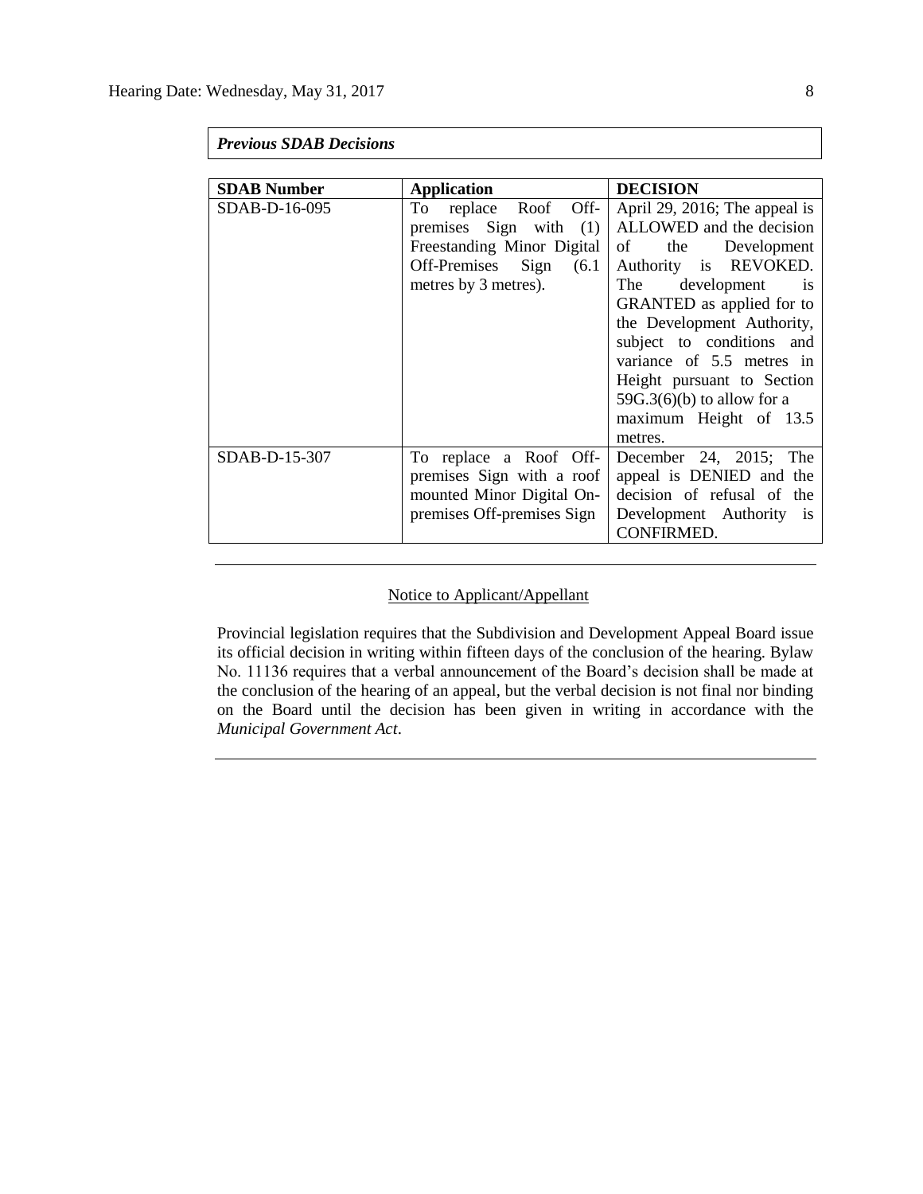***Previous SDAB Decisions***

| **SDAB Number** | **Application** | **DECISION** |
| --- | --- | --- |
| SDAB-D-16-095 | To replace Roof Off-premises Sign with (1) Freestanding Minor Digital Off-Premises Sign (6.1 metres by 3 metres). | April 29, 2016; The appeal is ALLOWED and the decision of the Development Authority is REVOKED. The development is GRANTED as applied for to the Development Authority, subject to conditions and variance of 5.5 metres in Height pursuant to Section 59G.3(6)(b) to allow for a maximum Height of 13.5 metres. |
| SDAB-D-15-307 | To replace a Roof Off-premises Sign with a roof mounted Minor Digital On-premises Off-premises Sign | December 24, 2015; The appeal is DENIED and the decision of refusal of the Development Authority is CONFIRMED. |

---

Notice to Applicant/Appellant

Provincial legislation requires that the Subdivision and Development Appeal Board issue its official decision in writing within fifteen days of the conclusion of the hearing. Bylaw No. 11136 requires that a verbal announcement of the Board's decision shall be made at the conclusion of the hearing of an appeal, but the verbal decision is not final nor binding on the Board until the decision has been given in writing in accordance with the *Municipal Government Act*.

---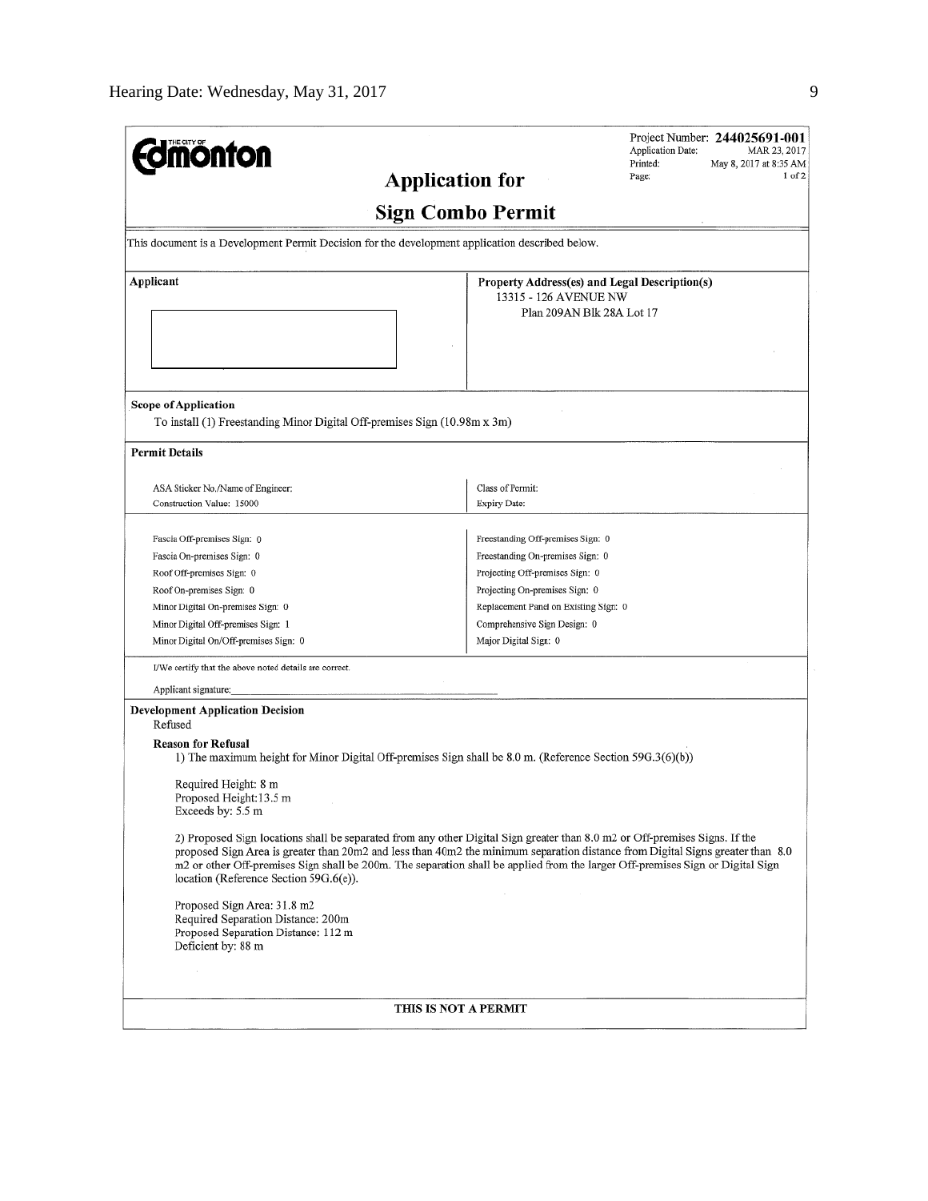**THE CITY OF Edmonton**

Project Number: **244025691-001**
Application Date: MAR 23, 2017
Printed: May 8, 2017 at 8:35 AM
Page: 1 of 2

# Application for

# Sign Combo Permit

This document is a Development Permit Decision for the development application described below.

| Applicant | Property Address(es) and Legal Description(s) |
|---|---|
| | 13315 - 126 AVENUE NW<br>Plan 209AN Blk 28A Lot 17 |

**Scope of Application**

To install (1) Freestanding Minor Digital Off-premises Sign (10.98m x 3m)

**Permit Details**

| | |
|---|---|
| ASA Sticker No./Name of Engineer: | Class of Permit: |
| Construction Value: 15000 | Expiry Date: |
| | |
| Fascia Off-premises Sign: 0 | Freestanding Off-premises Sign: 0 |
| Fascia On-premises Sign: 0 | Freestanding On-premises Sign: 0 |
| Roof Off-premises Sign: 0 | Projecting Off-premises Sign: 0 |
| Roof On-premises Sign: 0 | Projecting On-premises Sign: 0 |
| Minor Digital On-premises Sign: 0 | Replacement Panel on Existing Sign: 0 |
| Minor Digital Off-premises Sign: 1 | Comprehensive Sign Design: 0 |
| Minor Digital On/Off-premises Sign: 0 | Major Digital Sign: 0 |

I/We certify that the above noted details are correct.

Applicant signature: ____________________

**Development Application Decision**

Refused

**Reason for Refusal**

1) The maximum height for Minor Digital Off-premises Sign shall be 8.0 m. (Reference Section 59G.3(6)(b))

Required Height: 8 m
Proposed Height:13.5 m
Exceeds by: 5.5 m

2) Proposed Sign locations shall be separated from any other Digital Sign greater than 8.0 m2 or Off-premises Signs. If the proposed Sign Area is greater than 20m2 and less than 40m2 the minimum separation distance from Digital Signs greater than 8.0 m2 or other Off-premises Sign shall be 200m. The separation shall be applied from the larger Off-premises Sign or Digital Sign location (Reference Section 59G.6(e)).

Proposed Sign Area: 31.8 m2
Required Separation Distance: 200m
Proposed Separation Distance: 112 m
Deficient by: 88 m

**THIS IS NOT A PERMIT**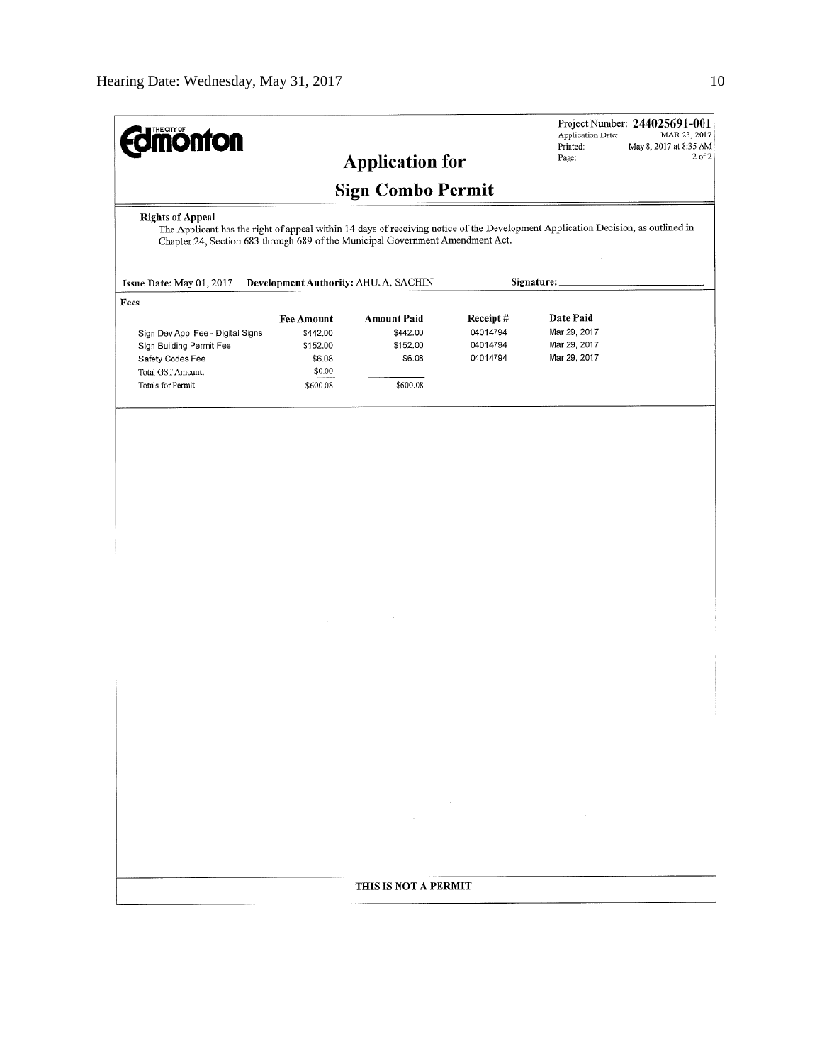**Edmonton**

Project Number: **244025691-001**
Application Date: MAR 23, 2017
Printed: May 8, 2017 at 8:35 AM
Page: 2 of 2

## Application for

## Sign Combo Permit

**Rights of Appeal**

The Applicant has the right of appeal within 14 days of receiving notice of the Development Application Decision, as outlined in Chapter 24, Section 683 through 689 of the Municipal Government Amendment Act.

**Issue Date:** May 01, 2017 **Development Authority:** AHUJA, SACHIN **Signature:** ______________________

**Fees**

| | Fee Amount | Amount Paid | Receipt # | Date Paid |
|---|---|---|---|---|
| Sign Dev Appl Fee - Digital Signs | $442.00 | $442.00 | 04014794 | Mar 29, 2017 |
| Sign Building Permit Fee | $152.00 | $152.00 | 04014794 | Mar 29, 2017 |
| Safety Codes Fee | $6.08 | $6.08 | 04014794 | Mar 29, 2017 |
| Total GST Amount: | $0.00 | | | |
| Totals for Permit: | $600.08 | $600.08 | | |

**THIS IS NOT A PERMIT**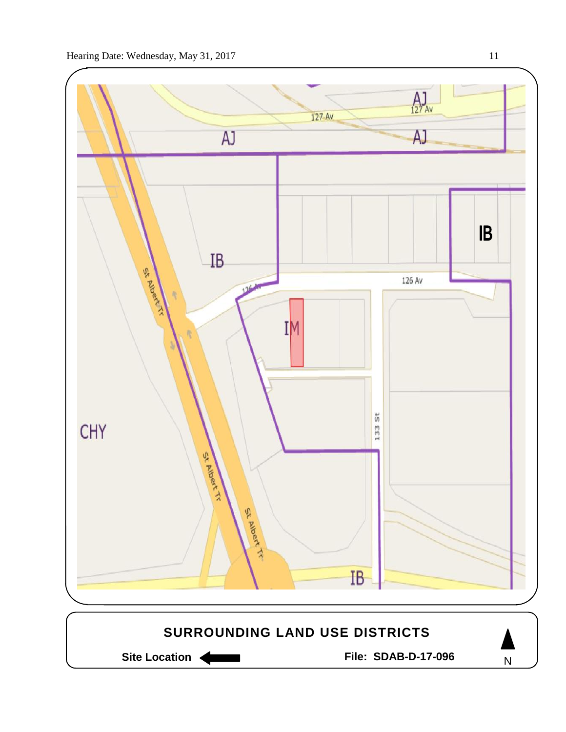AJ

127 Av

AJ

127 Av

AJ

IB

IB

126 Av

126 Av

IM

CHY

St Albert Tr

St Albert Tr

St Albert Tr

133 St

IB

**SURROUNDING LAND USE DISTRICTS**

**Site Location** ⬅

**File: SDAB-D-17-096**

N